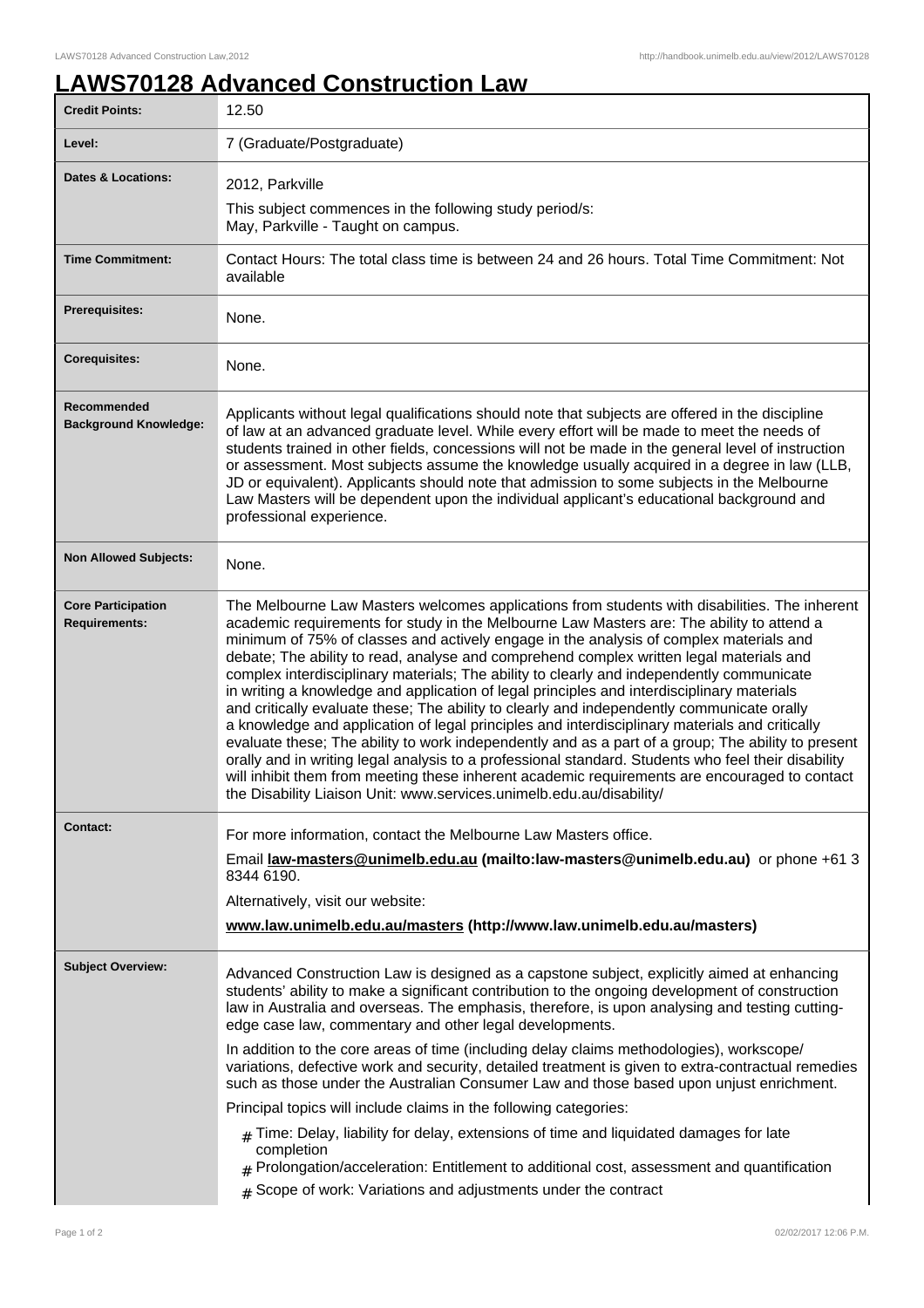# LAWS70128 Advanced Construction Law

| | |
|---|---|
| **Credit Points:** | 12.50 |
| **Level:** | 7 (Graduate/Postgraduate) |
| **Dates & Locations:** | 2012, Parkville<br>This subject commences in the following study period/s:<br>May, Parkville - Taught on campus. |
| **Time Commitment:** | Contact Hours: The total class time is between 24 and 26 hours. Total Time Commitment: Not available |
| **Prerequisites:** | None. |
| **Corequisites:** | None. |
| **Recommended Background Knowledge:** | Applicants without legal qualifications should note that subjects are offered in the discipline of law at an advanced graduate level. While every effort will be made to meet the needs of students trained in other fields, concessions will not be made in the general level of instruction or assessment. Most subjects assume the knowledge usually acquired in a degree in law (LLB, JD or equivalent). Applicants should note that admission to some subjects in the Melbourne Law Masters will be dependent upon the individual applicant's educational background and professional experience. |
| **Non Allowed Subjects:** | None. |
| **Core Participation Requirements:** | The Melbourne Law Masters welcomes applications from students with disabilities. The inherent academic requirements for study in the Melbourne Law Masters are: The ability to attend a minimum of 75% of classes and actively engage in the analysis of complex materials and debate; The ability to read, analyse and comprehend complex written legal materials and complex interdisciplinary materials; The ability to clearly and independently communicate in writing a knowledge and application of legal principles and interdisciplinary materials and critically evaluate these; The ability to clearly and independently communicate orally a knowledge and application of legal principles and interdisciplinary materials and critically evaluate these; The ability to work independently and as a part of a group; The ability to present orally and in writing legal analysis to a professional standard. Students who feel their disability will inhibit them from meeting these inherent academic requirements are encouraged to contact the Disability Liaison Unit: www.services.unimelb.edu.au/disability/ |
| **Contact:** | For more information, contact the Melbourne Law Masters office.<br>Email **law-masters@unimelb.edu.au (mailto:law-masters@unimelb.edu.au)** or phone +61 3 8344 6190.<br>Alternatively, visit our website:<br>**www.law.unimelb.edu.au/masters (http://www.law.unimelb.edu.au/masters)** |
| **Subject Overview:** | Advanced Construction Law is designed as a capstone subject, explicitly aimed at enhancing students' ability to make a significant contribution to the ongoing development of construction law in Australia and overseas. The emphasis, therefore, is upon analysing and testing cutting-edge case law, commentary and other legal developments.<br>In addition to the core areas of time (including delay claims methodologies), workscope/variations, defective work and security, detailed treatment is given to extra-contractual remedies such as those under the Australian Consumer Law and those based upon unjust enrichment.<br>Principal topics will include claims in the following categories:<br># Time: Delay, liability for delay, extensions of time and liquidated damages for late completion<br># Prolongation/acceleration: Entitlement to additional cost, assessment and quantification<br># Scope of work: Variations and adjustments under the contract |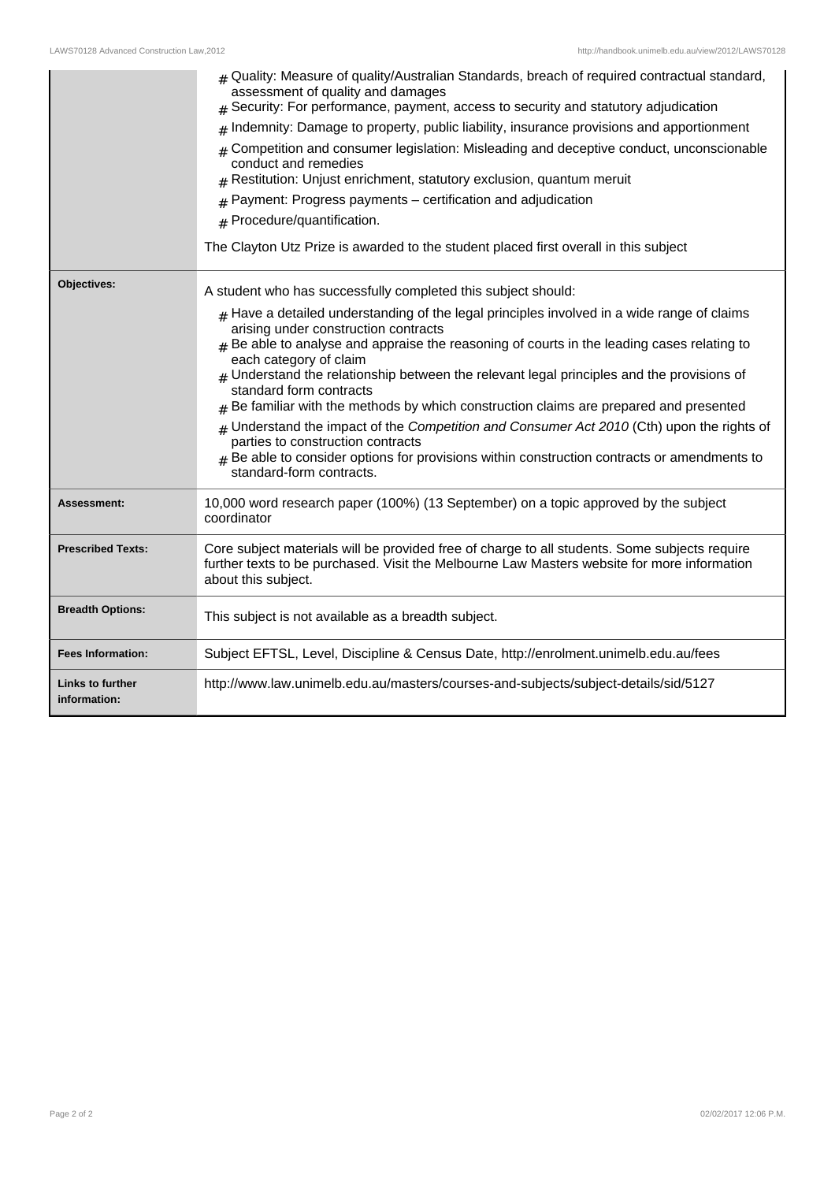| | |
|---|---|
| | - Quality: Measure of quality/Australian Standards, breach of required contractual standard, assessment of quality and damages<br>- Security: For performance, payment, access to security and statutory adjudication<br>- Indemnity: Damage to property, public liability, insurance provisions and apportionment<br>- Competition and consumer legislation: Misleading and deceptive conduct, unconscionable conduct and remedies<br>- Restitution: Unjust enrichment, statutory exclusion, quantum meruit<br>- Payment: Progress payments – certification and adjudication<br>- Procedure/quantification.<br><br>The Clayton Utz Prize is awarded to the student placed first overall in this subject |
| **Objectives:** | A student who has successfully completed this subject should:<br><br>- Have a detailed understanding of the legal principles involved in a wide range of claims arising under construction contracts<br>- Be able to analyse and appraise the reasoning of courts in the leading cases relating to each category of claim<br>- Understand the relationship between the relevant legal principles and the provisions of standard form contracts<br>- Be familiar with the methods by which construction claims are prepared and presented<br>- Understand the impact of the *Competition and Consumer Act 2010* (Cth) upon the rights of parties to construction contracts<br>- Be able to consider options for provisions within construction contracts or amendments to standard-form contracts. |
| **Assessment:** | 10,000 word research paper (100%) (13 September) on a topic approved by the subject coordinator |
| **Prescribed Texts:** | Core subject materials will be provided free of charge to all students. Some subjects require further texts to be purchased. Visit the Melbourne Law Masters website for more information about this subject. |
| **Breadth Options:** | This subject is not available as a breadth subject. |
| **Fees Information:** | Subject EFTSL, Level, Discipline & Census Date, http://enrolment.unimelb.edu.au/fees |
| **Links to further information:** | http://www.law.unimelb.edu.au/masters/courses-and-subjects/subject-details/sid/5127 |